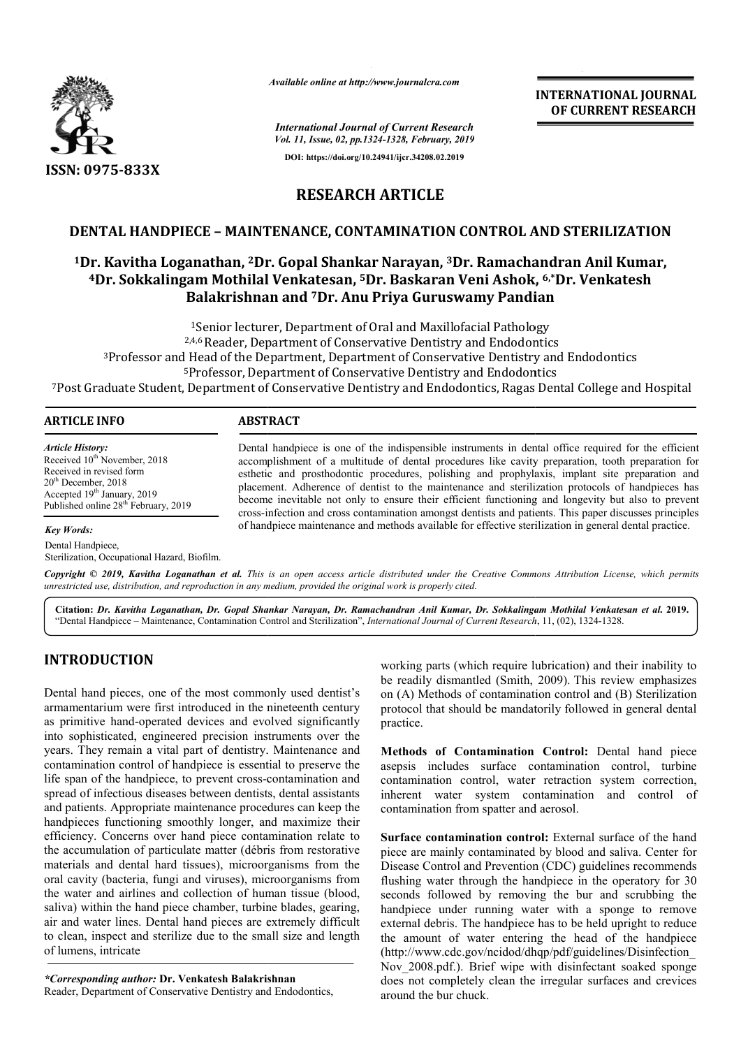*Available online at http://www.journalcra.com*

*International Journal of Current Research*

DOI: https://doi.org/10.24941/ijcr.34208.02.2019

**INTERNATIONAL JOURNAL OF CURRENT RESEARCH**

ISSN: 0975-833X

# RESEARCH ARTICLE

# DENTAL HANDPIECE – MAINTENANCE, CONTAMINATION CONTROL AND STERILIZATION

**[1]Dr. Kavitha Loganathan, [2]Dr. Gopal Shankar Narayan, [3]Dr. Ramachandran Anil Kumar, [4]Dr. Sokkalingam Mothilal Venkatesan, [5]Dr. Baskaran Veni Ashok, [6,*]Dr. Venkatesh Balakrishnan and [7]Dr. Anu Priya Guruswamy Pandian**

[1]Senior lecturer, Department of Oral and Maxillofacial Pathology
[2,4,6]Reader, Department of Conservative Dentistry and Endodontics
[3]Professor and Head of the Department, Department of Conservative Dentistry and Endodontics
[5]Professor, Department of Conservative Dentistry and Endodontics
[7]Post Graduate Student, Department of Conservative Dentistry and Endodontics, Ragas Dental College and Hospital

**ARTICLE INFO**

*Article History:*
Received 10th November, 2018
Received in revised form
20th December, 2018
Accepted 19th January, 2019
Published online 28th February, 2019

*Key Words:*
Dental Handpiece,
Sterilization, Occupational Hazard, Biofilm.

**ABSTRACT**

Dental handpiece is one of the indispensible instruments in dental office required for the efficient accomplishment of a multitude of dental procedures like cavity preparation, tooth preparation for esthetic and prosthodontic procedures, polishing and prophylaxis, implant site preparation and placement. Adherence of dentist to the maintenance and sterilization protocols of handpieces has become inevitable not only to ensure their efficient functioning and longevity but also to prevent cross-infection and cross contamination amongst dentists and patients. This paper discusses principles of handpiece maintenance and methods available for effective sterilization in general dental practice.

*Copyright © 2019, Kavitha Loganathan et al. This is an open access article distributed under the Creative Commons Attribution License, which permits unrestricted use, distribution, and reproduction in any medium, provided the original work is properly cited.*

**Citation:** *Dr. Kavitha Loganathan, Dr. Gopal Shankar Narayan, Dr. Ramachandran Anil Kumar, Dr. Sokkalingam Mothilal Venkatesan et al.* **2019.** "Dental Handpiece – Maintenance, Contamination Control and Sterilization", *International Journal of Current Research*, 11, (02), 1324-1328.

## INTRODUCTION

Dental hand pieces, one of the most commonly used dentist's armamentarium were first introduced in the nineteenth century as primitive hand-operated devices and evolved significantly into sophisticated, engineered precision instruments over the years. They remain a vital part of dentistry. Maintenance and contamination control of handpiece is essential to preserve the life span of the handpiece, to prevent cross-contamination and spread of infectious diseases between dentists, dental assistants and patients. Appropriate maintenance procedures can keep the handpieces functioning smoothly longer, and maximize their efficiency. Concerns over hand piece contamination relate to the accumulation of particulate matter (débris from restorative materials and dental hard tissues), microorganisms from the oral cavity (bacteria, fungi and viruses), microorganisms from the water and airlines and collection of human tissue (blood, saliva) within the hand piece chamber, turbine blades, gearing, air and water lines. Dental hand pieces are extremely difficult to clean, inspect and sterilize due to the small size and length of lumens, intricate working parts (which require lubrication) and their inability to be readily dismantled (Smith, 2009). This review emphasizes on (A) Methods of contamination control and (B) Sterilization protocol that should be mandatorily followed in general dental practice.

**Methods of Contamination Control:** Dental hand piece asepsis includes surface contamination control, turbine contamination control, water retraction system correction, inherent water system contamination and control of contamination from spatter and aerosol.

**Surface contamination control:** External surface of the hand piece are mainly contaminated by blood and saliva. Center for Disease Control and Prevention (CDC) guidelines recommends flushing water through the handpiece in the operatory for 30 seconds followed by removing the bur and scrubbing the handpiece under running water with a sponge to remove external debris. The handpiece has to be held upright to reduce the amount of water entering the head of the handpiece (http://www.cdc.gov/ncidod/dhqp/pdf/guidelines/Disinfection_Nov_2008.pdf.). Brief wipe with disinfectant soaked sponge does not completely clean the irregular surfaces and crevices around the bur chuck.

*\*Corresponding author:* **Dr. Venkatesh Balakrishnan**
Reader, Department of Conservative Dentistry and Endodontics,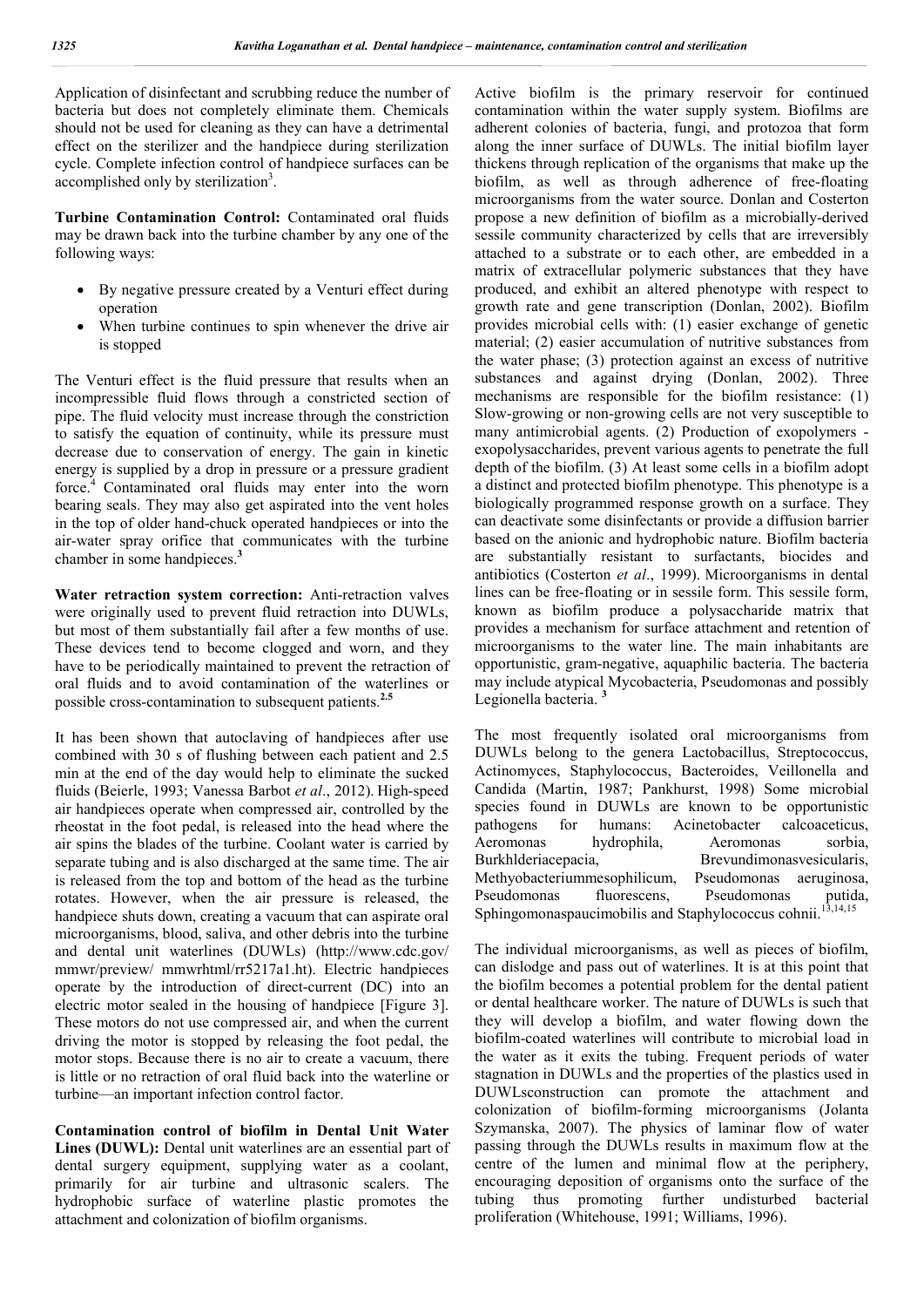Application of disinfectant and scrubbing reduce the number of bacteria but does not completely eliminate them. Chemicals should not be used for cleaning as they can have a detrimental effect on the sterilizer and the handpiece during sterilization cycle. Complete infection control of handpiece surfaces can be accomplished only by sterilization[3].

**Turbine Contamination Control:** Contaminated oral fluids may be drawn back into the turbine chamber by any one of the following ways:

- By negative pressure created by a Venturi effect during operation
- When turbine continues to spin whenever the drive air is stopped

The Venturi effect is the fluid pressure that results when an incompressible fluid flows through a constricted section of pipe. The fluid velocity must increase through the constriction to satisfy the equation of continuity, while its pressure must decrease due to conservation of energy. The gain in kinetic energy is supplied by a drop in pressure or a pressure gradient force.[4] Contaminated oral fluids may enter into the worn bearing seals. They may also get aspirated into the vent holes in the top of older hand-chuck operated handpieces or into the air-water spray orifice that communicates with the turbine chamber in some handpieces.[3]

**Water retraction system correction:** Anti-retraction valves were originally used to prevent fluid retraction into DUWLs, but most of them substantially fail after a few months of use. These devices tend to become clogged and worn, and they have to be periodically maintained to prevent the retraction of oral fluids and to avoid contamination of the waterlines or possible cross-contamination to subsequent patients.[2,5]

It has been shown that autoclaving of handpieces after use combined with 30 s of flushing between each patient and 2.5 min at the end of the day would help to eliminate the sucked fluids (Beierle, 1993; Vanessa Barbot *et al*., 2012). High-speed air handpieces operate when compressed air, controlled by the rheostat in the foot pedal, is released into the head where the air spins the blades of the turbine. Coolant water is carried by separate tubing and is also discharged at the same time. The air is released from the top and bottom of the head as the turbine rotates. However, when the air pressure is released, the handpiece shuts down, creating a vacuum that can aspirate oral microorganisms, blood, saliva, and other debris into the turbine and dental unit waterlines (DUWLs) (http://www.cdc.gov/ mmwr/preview/ mmwrhtml/rr5217a1.ht). Electric handpieces operate by the introduction of direct-current (DC) into an electric motor sealed in the housing of handpiece [Figure 3]. These motors do not use compressed air, and when the current driving the motor is stopped by releasing the foot pedal, the motor stops. Because there is no air to create a vacuum, there is little or no retraction of oral fluid back into the waterline or turbine—an important infection control factor.

**Contamination control of biofilm in Dental Unit Water Lines (DUWL):** Dental unit waterlines are an essential part of dental surgery equipment, supplying water as a coolant, primarily for air turbine and ultrasonic scalers. The hydrophobic surface of waterline plastic promotes the attachment and colonization of biofilm organisms.

Active biofilm is the primary reservoir for continued contamination within the water supply system. Biofilms are adherent colonies of bacteria, fungi, and protozoa that form along the inner surface of DUWLs. The initial biofilm layer thickens through replication of the organisms that make up the biofilm, as well as through adherence of free-floating microorganisms from the water source. Donlan and Costerton propose a new definition of biofilm as a microbially-derived sessile community characterized by cells that are irreversibly attached to a substrate or to each other, are embedded in a matrix of extracellular polymeric substances that they have produced, and exhibit an altered phenotype with respect to growth rate and gene transcription (Donlan, 2002). Biofilm provides microbial cells with: (1) easier exchange of genetic material; (2) easier accumulation of nutritive substances from the water phase; (3) protection against an excess of nutritive substances and against drying (Donlan, 2002). Three mechanisms are responsible for the biofilm resistance: (1) Slow-growing or non-growing cells are not very susceptible to many antimicrobial agents. (2) Production of exopolymers - exopolysaccharides, prevent various agents to penetrate the full depth of the biofilm. (3) At least some cells in a biofilm adopt a distinct and protected biofilm phenotype. This phenotype is a biologically programmed response growth on a surface. They can deactivate some disinfectants or provide a diffusion barrier based on the anionic and hydrophobic nature. Biofilm bacteria are substantially resistant to surfactants, biocides and antibiotics (Costerton *et al*., 1999). Microorganisms in dental lines can be free-floating or in sessile form. This sessile form, known as biofilm produce a polysaccharide matrix that provides a mechanism for surface attachment and retention of microorganisms to the water line. The main inhabitants are opportunistic, gram-negative, aquaphilic bacteria. The bacteria may include atypical Mycobacteria, Pseudomonas and possibly Legionella bacteria. [3]

The most frequently isolated oral microorganisms from DUWLs belong to the genera Lactobacillus, Streptococcus, Actinomyces, Staphylococcus, Bacteroides, Veillonella and Candida (Martin, 1987; Pankhurst, 1998) Some microbial species found in DUWLs are known to be opportunistic pathogens for humans: Acinetobacter calcoaceticus, Aeromonas hydrophila, Aeromonas sorbia, Burkhlderiacepacia, Brevundimonasvesicularis, Methyobacteriummesophilicum, Pseudomonas aeruginosa, Pseudomonas fluorescens, Pseudomonas putida, Sphingomonaspaucimobilis and Staphylococcus cohnii.[13,14,15]

The individual microorganisms, as well as pieces of biofilm, can dislodge and pass out of waterlines. It is at this point that the biofilm becomes a potential problem for the dental patient or dental healthcare worker. The nature of DUWLs is such that they will develop a biofilm, and water flowing down the biofilm-coated waterlines will contribute to microbial load in the water as it exits the tubing. Frequent periods of water stagnation in DUWLs and the properties of the plastics used in DUWLsconstruction can promote the attachment and colonization of biofilm-forming microorganisms (Jolanta Szymanska, 2007). The physics of laminar flow of water passing through the DUWLs results in maximum flow at the centre of the lumen and minimal flow at the periphery, encouraging deposition of organisms onto the surface of the tubing thus promoting further undisturbed bacterial proliferation (Whitehouse, 1991; Williams, 1996).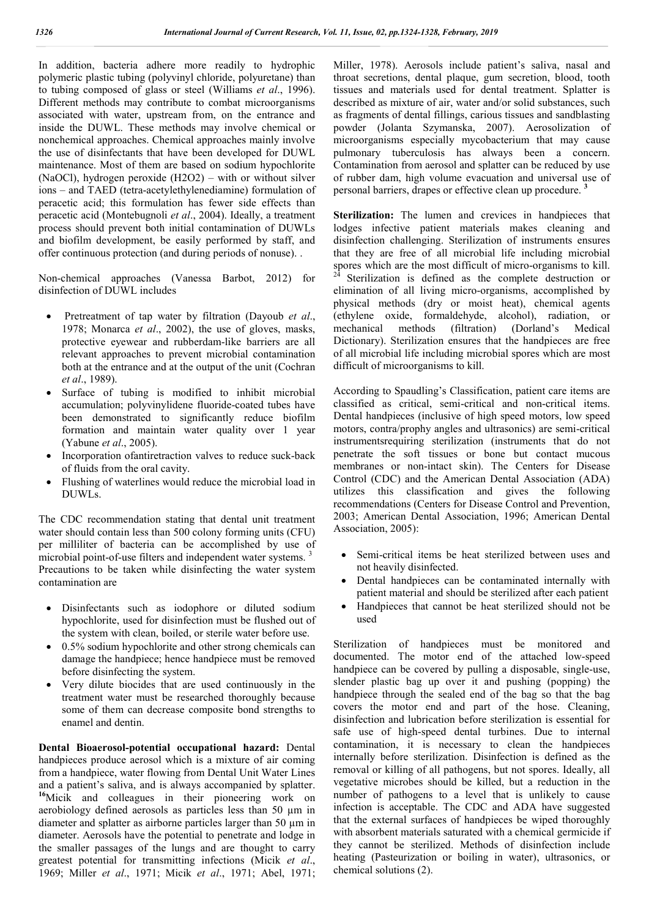In addition, bacteria adhere more readily to hydrophic polymeric plastic tubing (polyvinyl chloride, polyuretane) than to tubing composed of glass or steel (Williams *et al*., 1996). Different methods may contribute to combat microorganisms associated with water, upstream from, on the entrance and inside the DUWL. These methods may involve chemical or nonchemical approaches. Chemical approaches mainly involve the use of disinfectants that have been developed for DUWL maintenance. Most of them are based on sodium hypochlorite (NaOCl), hydrogen peroxide (H2O2) – with or without silver ions – and TAED (tetra-acetylethylenediamine) formulation of peracetic acid; this formulation has fewer side effects than peracetic acid (Montebugnoli *et al*., 2004). Ideally, a treatment process should prevent both initial contamination of DUWLs and biofilm development, be easily performed by staff, and offer continuous protection (and during periods of nonuse). .

Non-chemical approaches (Vanessa Barbot, 2012) for disinfection of DUWL includes

- Pretreatment of tap water by filtration (Dayoub *et al*., 1978; Monarca *et al*., 2002), the use of gloves, masks, protective eyewear and rubberdam-like barriers are all relevant approaches to prevent microbial contamination both at the entrance and at the output of the unit (Cochran *et al*., 1989).
- Surface of tubing is modified to inhibit microbial accumulation; polyvinylidene fluoride-coated tubes have been demonstrated to significantly reduce biofilm formation and maintain water quality over 1 year (Yabune *et al*., 2005).
- Incorporation ofantiretraction valves to reduce suck-back of fluids from the oral cavity.
- Flushing of waterlines would reduce the microbial load in DUWLs.

The CDC recommendation stating that dental unit treatment water should contain less than 500 colony forming units (CFU) per milliliter of bacteria can be accomplished by use of microbial point-of-use filters and independent water systems. [3] Precautions to be taken while disinfecting the water system contamination are

- Disinfectants such as iodophore or diluted sodium hypochlorite, used for disinfection must be flushed out of the system with clean, boiled, or sterile water before use.
- 0.5% sodium hypochlorite and other strong chemicals can damage the handpiece; hence handpiece must be removed before disinfecting the system.
- Very dilute biocides that are used continuously in the treatment water must be researched thoroughly because some of them can decrease composite bond strengths to enamel and dentin.

**Dental Bioaerosol-potential occupational hazard:** Dental handpieces produce aerosol which is a mixture of air coming from a handpiece, water flowing from Dental Unit Water Lines and a patient's saliva, and is always accompanied by splatter. [16]Micik and colleagues in their pioneering work on aerobiology defined aerosols as particles less than 50 µm in diameter and splatter as airborne particles larger than 50 µm in diameter. Aerosols have the potential to penetrate and lodge in the smaller passages of the lungs and are thought to carry greatest potential for transmitting infections (Micik *et al*., 1969; Miller *et al*., 1971; Micik *et al*., 1971; Abel, 1971; Miller, 1978). Aerosols include patient's saliva, nasal and throat secretions, dental plaque, gum secretion, blood, tooth tissues and materials used for dental treatment. Splatter is described as mixture of air, water and/or solid substances, such as fragments of dental fillings, carious tissues and sandblasting powder (Jolanta Szymanska, 2007). Aerosolization of microorganisms especially mycobacterium that may cause pulmonary tuberculosis has always been a concern. Contamination from aerosol and splatter can be reduced by use of rubber dam, high volume evacuation and universal use of personal barriers, drapes or effective clean up procedure. [3]

**Sterilization:** The lumen and crevices in handpieces that lodges infective patient materials makes cleaning and disinfection challenging. Sterilization of instruments ensures that they are free of all microbial life including microbial spores which are the most difficult of micro-organisms to kill. [24] Sterilization is defined as the complete destruction or elimination of all living micro-organisms, accomplished by physical methods (dry or moist heat), chemical agents (ethylene oxide, formaldehyde, alcohol), radiation, or mechanical methods (filtration) (Dorland's Medical Dictionary). Sterilization ensures that the handpieces are free of all microbial life including microbial spores which are most difficult of microorganisms to kill.

According to Spaudling's Classification, patient care items are classified as critical, semi-critical and non-critical items. Dental handpieces (inclusive of high speed motors, low speed motors, contra/prophy angles and ultrasonics) are semi-critical instrumentsrequiring sterilization (instruments that do not penetrate the soft tissues or bone but contact mucous membranes or non-intact skin). The Centers for Disease Control (CDC) and the American Dental Association (ADA) utilizes this classification and gives the following recommendations (Centers for Disease Control and Prevention, 2003; American Dental Association, 1996; American Dental Association, 2005):

- Semi-critical items be heat sterilized between uses and not heavily disinfected.
- Dental handpieces can be contaminated internally with patient material and should be sterilized after each patient
- Handpieces that cannot be heat sterilized should not be used

Sterilization of handpieces must be monitored and documented. The motor end of the attached low-speed handpiece can be covered by pulling a disposable, single-use, slender plastic bag up over it and pushing (popping) the handpiece through the sealed end of the bag so that the bag covers the motor end and part of the hose. Cleaning, disinfection and lubrication before sterilization is essential for safe use of high-speed dental turbines. Due to internal contamination, it is necessary to clean the handpieces internally before sterilization. Disinfection is defined as the removal or killing of all pathogens, but not spores. Ideally, all vegetative microbes should be killed, but a reduction in the number of pathogens to a level that is unlikely to cause infection is acceptable. The CDC and ADA have suggested that the external surfaces of handpieces be wiped thoroughly with absorbent materials saturated with a chemical germicide if they cannot be sterilized. Methods of disinfection include heating (Pasteurization or boiling in water), ultrasonics, or chemical solutions (2).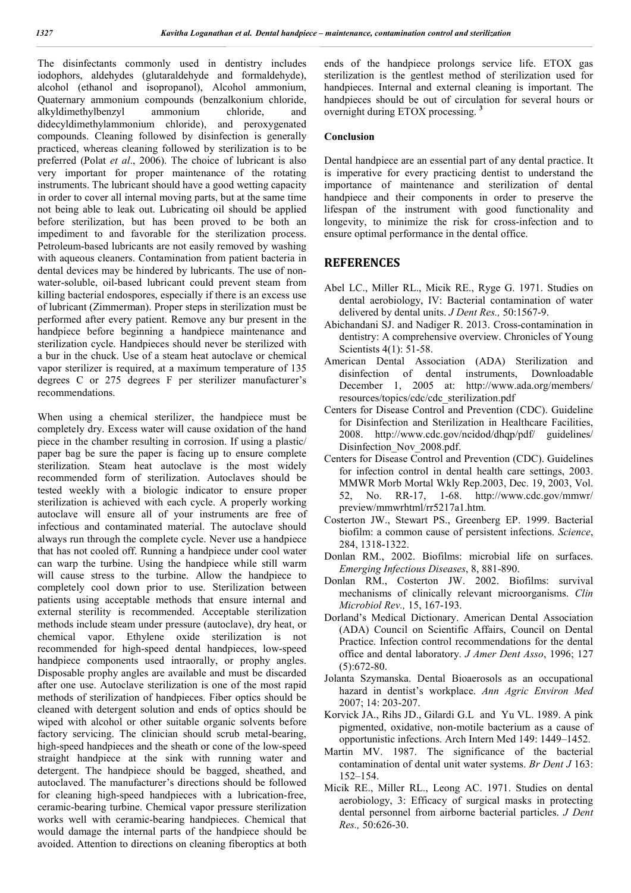The disinfectants commonly used in dentistry includes iodophors, aldehydes (glutaraldehyde and formaldehyde), alcohol (ethanol and isopropanol), Alcohol ammonium, Quaternary ammonium compounds (benzalkonium chloride, alkyldimethylbenzyl ammonium chloride, and didecyldimethylammonium chloride), and peroxygenated compounds. Cleaning followed by disinfection is generally practiced, whereas cleaning followed by sterilization is to be preferred (Polat *et al*., 2006). The choice of lubricant is also very important for proper maintenance of the rotating instruments. The lubricant should have a good wetting capacity in order to cover all internal moving parts, but at the same time not being able to leak out. Lubricating oil should be applied before sterilization, but has been proved to be both an impediment to and favorable for the sterilization process. Petroleum-based lubricants are not easily removed by washing with aqueous cleaners. Contamination from patient bacteria in dental devices may be hindered by lubricants. The use of non-water-soluble, oil-based lubricant could prevent steam from killing bacterial endospores, especially if there is an excess use of lubricant (Zimmerman). Proper steps in sterilization must be performed after every patient. Remove any bur present in the handpiece before beginning a handpiece maintenance and sterilization cycle. Handpieces should never be sterilized with a bur in the chuck. Use of a steam heat autoclave or chemical vapor sterilizer is required, at a maximum temperature of 135 degrees C or 275 degrees F per sterilizer manufacturer's recommendations.

When using a chemical sterilizer, the handpiece must be completely dry. Excess water will cause oxidation of the hand piece in the chamber resulting in corrosion. If using a plastic/ paper bag be sure the paper is facing up to ensure complete sterilization. Steam heat autoclave is the most widely recommended form of sterilization. Autoclaves should be tested weekly with a biologic indicator to ensure proper sterilization is achieved with each cycle. A properly working autoclave will ensure all of your instruments are free of infectious and contaminated material. The autoclave should always run through the complete cycle. Never use a handpiece that has not cooled off. Running a handpiece under cool water can warp the turbine. Using the handpiece while still warm will cause stress to the turbine. Allow the handpiece to completely cool down prior to use. Sterilization between patients using acceptable methods that ensure internal and external sterility is recommended. Acceptable sterilization methods include steam under pressure (autoclave), dry heat, or chemical vapor. Ethylene oxide sterilization is not recommended for high-speed dental handpieces, low-speed handpiece components used intraorally, or prophy angles. Disposable prophy angles are available and must be discarded after one use. Autoclave sterilization is one of the most rapid methods of sterilization of handpieces. Fiber optics should be cleaned with detergent solution and ends of optics should be wiped with alcohol or other suitable organic solvents before factory servicing. The clinician should scrub metal-bearing, high-speed handpieces and the sheath or cone of the low-speed straight handpiece at the sink with running water and detergent. The handpiece should be bagged, sheathed, and autoclaved. The manufacturer's directions should be followed for cleaning high-speed handpieces with a lubrication-free, ceramic-bearing turbine. Chemical vapor pressure sterilization works well with ceramic-bearing handpieces. Chemical that would damage the internal parts of the handpiece should be avoided. Attention to directions on cleaning fiberoptics at both ends of the handpiece prolongs service life. ETOX gas sterilization is the gentlest method of sterilization used for handpieces. Internal and external cleaning is important. The handpieces should be out of circulation for several hours or overnight during ETOX processing. [3]

**Conclusion**

Dental handpiece are an essential part of any dental practice. It is imperative for every practicing dentist to understand the importance of maintenance and sterilization of dental handpiece and their components in order to preserve the lifespan of the instrument with good functionality and longevity, to minimize the risk for cross-infection and to ensure optimal performance in the dental office.

## REFERENCES

Abel LC., Miller RL., Micik RE., Ryge G. 1971. Studies on dental aerobiology, IV: Bacterial contamination of water delivered by dental units. *J Dent Res.,* 50:1567-9.

Abichandani SJ. and Nadiger R. 2013. Cross-contamination in dentistry: A comprehensive overview. Chronicles of Young Scientists 4(1): 51-58.

American Dental Association (ADA) Sterilization and disinfection of dental instruments, Downloadable December 1, 2005 at: http://www.ada.org/members/ resources/topics/cdc/cdc_sterilization.pdf

Centers for Disease Control and Prevention (CDC). Guideline for Disinfection and Sterilization in Healthcare Facilities, 2008. http://www.cdc.gov/ncidod/dhqp/pdf/ guidelines/ Disinfection_Nov_2008.pdf.

Centers for Disease Control and Prevention (CDC). Guidelines for infection control in dental health care settings, 2003. MMWR Morb Mortal Wkly Rep.2003, Dec. 19, 2003, Vol. 52, No. RR-17, 1-68. http://www.cdc.gov/mmwr/ preview/mmwrhtml/rr5217a1.htm.

Costerton JW., Stewart PS., Greenberg EP. 1999. Bacterial biofilm: a common cause of persistent infections. *Science*, 284, 1318-1322.

Donlan RM., 2002. Biofilms: microbial life on surfaces. *Emerging Infectious Diseases*, 8, 881-890.

Donlan RM., Costerton JW. 2002. Biofilms: survival mechanisms of clinically relevant microorganisms. *Clin Microbiol Rev.,* 15, 167-193.

Dorland's Medical Dictionary. American Dental Association (ADA) Council on Scientific Affairs, Council on Dental Practice. Infection control recommendations for the dental office and dental laboratory. *J Amer Dent Asso*, 1996; 127 (5):672-80.

Jolanta Szymanska. Dental Bioaerosols as an occupational hazard in dentist's workplace. *Ann Agric Environ Med* 2007; 14: 203-207.

Korvick JA., Rihs JD., Gilardi G.L and Yu VL. 1989. A pink pigmented, oxidative, non-motile bacterium as a cause of opportunistic infections. Arch Intern Med 149: 1449–1452.

Martin MV. 1987. The significance of the bacterial contamination of dental unit water systems. *Br Dent J* 163: 152–154.

Micik RE., Miller RL., Leong AC. 1971. Studies on dental aerobiology, 3: Efficacy of surgical masks in protecting dental personnel from airborne bacterial particles. *J Dent Res.,* 50:626-30.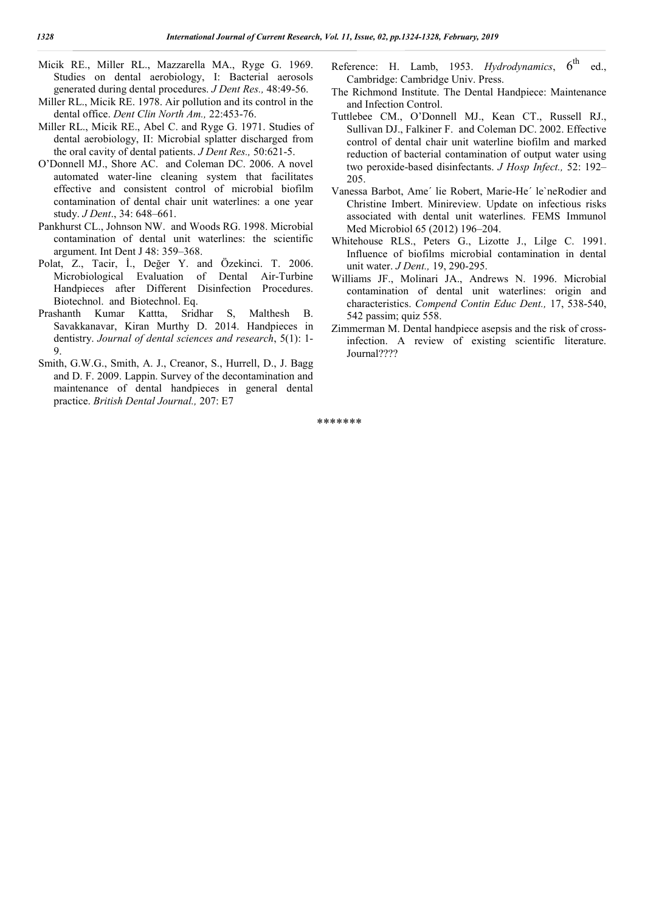Micik RE., Miller RL., Mazzarella MA., Ryge G. 1969. Studies on dental aerobiology, I: Bacterial aerosols generated during dental procedures. *J Dent Res.,* 48:49-56.

Miller RL., Micik RE. 1978. Air pollution and its control in the dental office. *Dent Clin North Am.,* 22:453-76.

Miller RL., Micik RE., Abel C. and Ryge G. 1971. Studies of dental aerobiology, II: Microbial splatter discharged from the oral cavity of dental patients. *J Dent Res.,* 50:621-5.

O'Donnell MJ., Shore AC. and Coleman DC. 2006. A novel automated water-line cleaning system that facilitates effective and consistent control of microbial biofilm contamination of dental chair unit waterlines: a one year study. *J Dent*., 34: 648–661.

Pankhurst CL., Johnson NW. and Woods RG. 1998. Microbial contamination of dental unit waterlines: the scientific argument. Int Dent J 48: 359–368.

Polat, Z., Tacir, İ., Değer Y. and Özekinci. T. 2006. Microbiological Evaluation of Dental Air-Turbine Handpieces after Different Disinfection Procedures. Biotechnol. and Biotechnol. Eq.

Prashanth Kumar Kattta, Sridhar S, Malthesh B. Savakkanavar, Kiran Murthy D. 2014. Handpieces in dentistry. *Journal of dental sciences and research*, 5(1): 1-9.

Smith, G.W.G., Smith, A. J., Creanor, S., Hurrell, D., J. Bagg and D. F. 2009. Lappin. Survey of the decontamination and maintenance of dental handpieces in general dental practice. *British Dental Journal.,* 207: E7

Reference: H. Lamb, 1953. *Hydrodynamics*, 6th ed., Cambridge: Cambridge Univ. Press.

The Richmond Institute. The Dental Handpiece: Maintenance and Infection Control.

Tuttlebee CM., O'Donnell MJ., Kean CT., Russell RJ., Sullivan DJ., Falkiner F. and Coleman DC. 2002. Effective control of dental chair unit waterline biofilm and marked reduction of bacterial contamination of output water using two peroxide-based disinfectants. *J Hosp Infect.,* 52: 192–205.

Vanessa Barbot, Ame´ lie Robert, Marie-He´ le`neRodier and Christine Imbert. Minireview. Update on infectious risks associated with dental unit waterlines. FEMS Immunol Med Microbiol 65 (2012) 196–204.

Whitehouse RLS., Peters G., Lizotte J., Lilge C. 1991. Influence of biofilms microbial contamination in dental unit water. *J Dent.,* 19, 290-295.

Williams JF., Molinari JA., Andrews N. 1996. Microbial contamination of dental unit waterlines: origin and characteristics. *Compend Contin Educ Dent.,* 17, 538-540, 542 passim; quiz 558.

Zimmerman M. Dental handpiece asepsis and the risk of cross-infection. A review of existing scientific literature. Journal????

*******